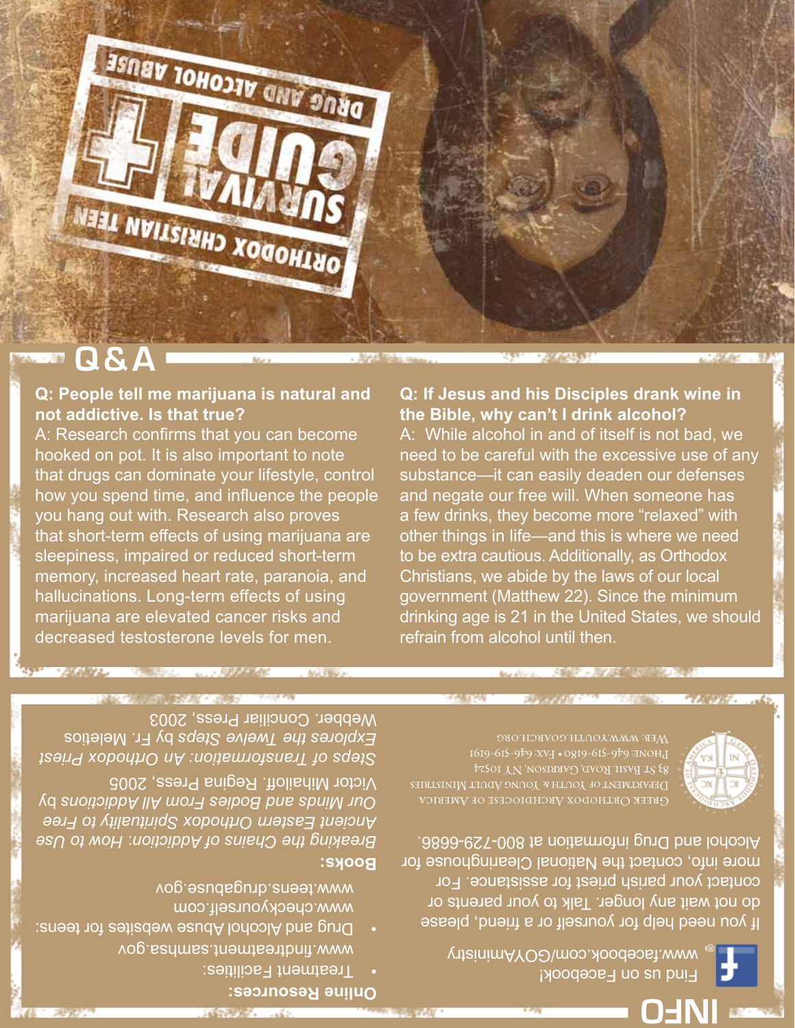# ORTHODOX CHRISTIAN TEEN SURVIVAL GUIDE

## DRUG AND ALCOHOL ABUSE

## Q&A

**Q: People tell me marijuana is natural and not addictive. Is that true?**

A: Research confirms that you can become hooked on pot. It is also important to note that drugs can dominate your lifestyle, control how you spend time, and influence the people you hang out with. Research also proves that short-term effects of using marijuana are sleepiness, impaired or reduced short-term memory, increased heart rate, paranoia, and hallucinations. Long-term effects of using marijuana are elevated cancer risks and decreased testosterone levels for men.

**Q: If Jesus and his Disciples drank wine in the Bible, why can't I drink alcohol?**

A: While alcohol in and of itself is not bad, we need to be careful with the excessive use of any substance—it can easily deaden our defenses and negate our free will. When someone has a few drinks, they become more "relaxed" with other things in life—and this is where we need to be extra cautious. Additionally, as Orthodox Christians, we abide by the laws of our local government (Matthew 22). Since the minimum drinking age is 21 in the United States, we should refrain from alcohol until then.

## INFO

Find us on Facebook!
www.facebook.com/GOYAministry

If you need help for yourself or a friend, please do not wait any longer. Talk to your parents or contact your parish priest for assistance. For more info, contact the National Clearinghouse for Alcohol and Drug information at 800-729-6686.

Greek Orthodox Archdiocese of America
Department of Youth & Young Adult Ministries
83 St. Basil Road, Garrison, NY 10524
Phone: 646-519-6180 • Fax: 646-519-6191
Web: www.youth.goarch.org

**Online Resources:**

- Treatment Facilities:
  www.findtreatment.samhsa.gov
- Drug and Alcohol Abuse websites for teens:
  www.checkyourself.com
  www.teens.drugabuse.gov

**Books:**

*Breaking the Chains of Addiction: How to Use Ancient Eastern Orthodox Spirituality to Free Our Minds and Bodies From All Addictions* by Victor Mihailoff. Regina Press, 2005

*Steps of Transformation: An Orthodox Priest Explores the Twelve Steps* by Fr. Meletios Webber. Conciliar Press, 2003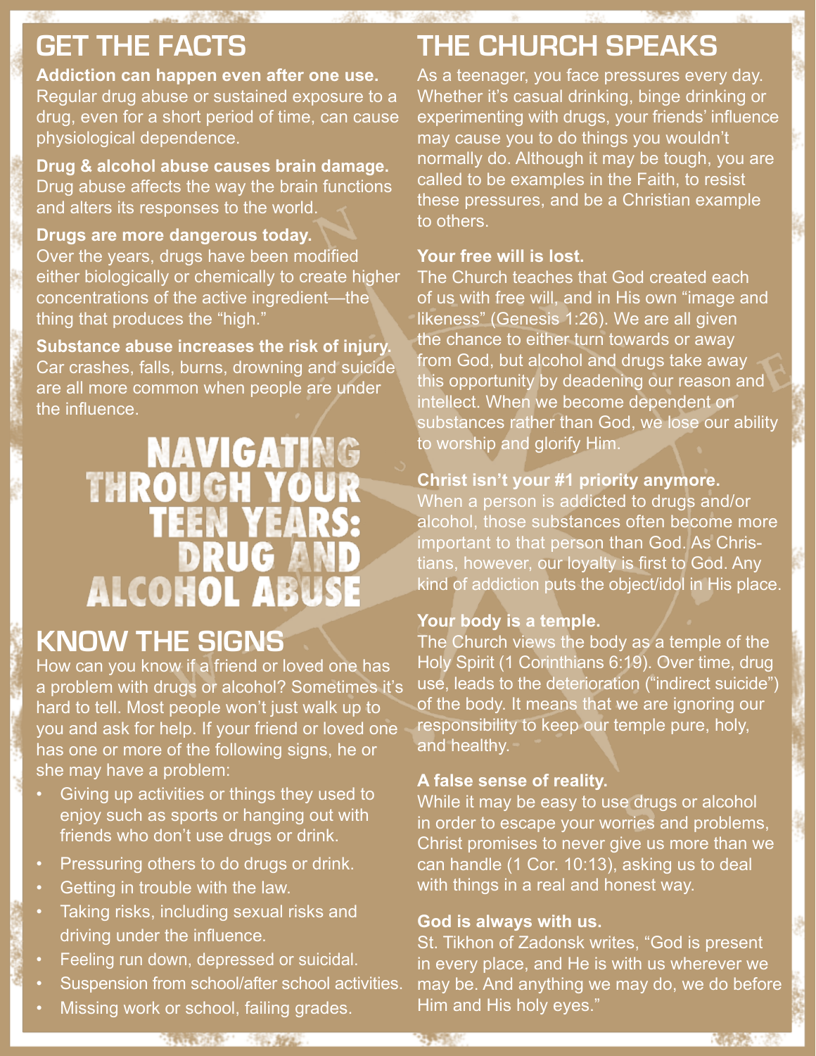## GET THE FACTS

**Addiction can happen even after one use.**
Regular drug abuse or sustained exposure to a drug, even for a short period of time, can cause physiological dependence.

**Drug & alcohol abuse causes brain damage.**
Drug abuse affects the way the brain functions and alters its responses to the world.

**Drugs are more dangerous today.**
Over the years, drugs have been modified either biologically or chemically to create higher concentrations of the active ingredient—the thing that produces the "high."

**Substance abuse increases the risk of injury.**
Car crashes, falls, burns, drowning and suicide are all more common when people are under the influence.

# NAVIGATING THROUGH YOUR TEEN YEARS: DRUG AND ALCOHOL ABUSE

## KNOW THE SIGNS

How can you know if a friend or loved one has a problem with drugs or alcohol? Sometimes it's hard to tell. Most people won't just walk up to you and ask for help. If your friend or loved one has one or more of the following signs, he or she may have a problem:

- Giving up activities or things they used to enjoy such as sports or hanging out with friends who don't use drugs or drink.
- Pressuring others to do drugs or drink.
- Getting in trouble with the law.
- Taking risks, including sexual risks and driving under the influence.
- Feeling run down, depressed or suicidal.
- Suspension from school/after school activities.
- Missing work or school, failing grades.

## THE CHURCH SPEAKS

As a teenager, you face pressures every day. Whether it's casual drinking, binge drinking or experimenting with drugs, your friends' influence may cause you to do things you wouldn't normally do. Although it may be tough, you are called to be examples in the Faith, to resist these pressures, and be a Christian example to others.

**Your free will is lost.**
The Church teaches that God created each of us with free will, and in His own "image and likeness" (Genesis 1:26). We are all given the chance to either turn towards or away from God, but alcohol and drugs take away this opportunity by deadening our reason and intellect. When we become dependent on substances rather than God, we lose our ability to worship and glorify Him.

**Christ isn't your #1 priority anymore.**
When a person is addicted to drugs and/or alcohol, those substances often become more important to that person than God. As Christians, however, our loyalty is first to God. Any kind of addiction puts the object/idol in His place.

**Your body is a temple.**
The Church views the body as a temple of the Holy Spirit (1 Corinthians 6:19). Over time, drug use, leads to the deterioration ("indirect suicide") of the body. It means that we are ignoring our responsibility to keep our temple pure, holy, and healthy.

**A false sense of reality.**
While it may be easy to use drugs or alcohol in order to escape your worries and problems, Christ promises to never give us more than we can handle (1 Cor. 10:13), asking us to deal with things in a real and honest way.

**God is always with us.**
St. Tikhon of Zadonsk writes, "God is present in every place, and He is with us wherever we may be. And anything we may do, we do before Him and His holy eyes."